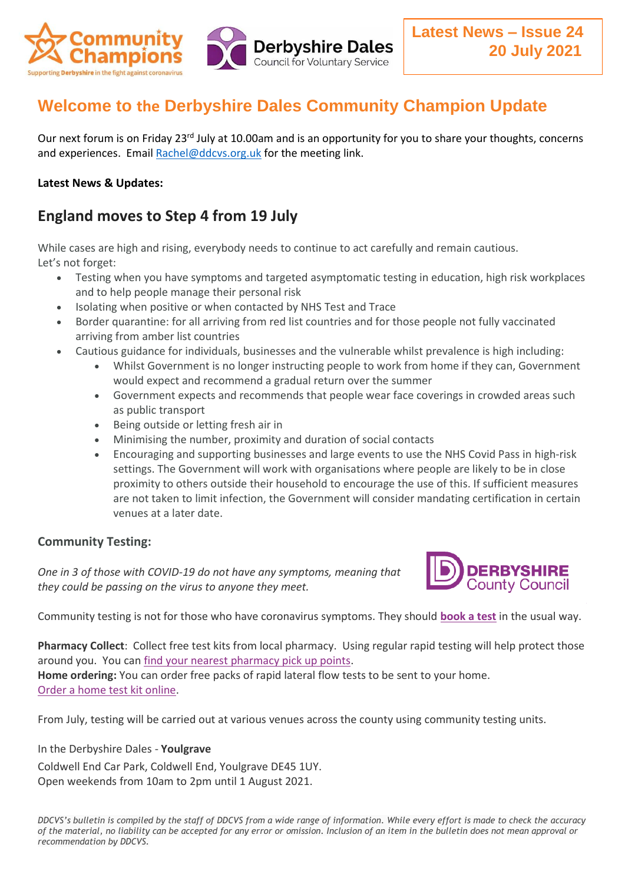Latest News – Issue 24
20 July 2021

# Welcome to the Derbyshire Dales Community Champion Update

Our next forum is on Friday 23rd July at 10.00am and is an opportunity for you to share your thoughts, concerns and experiences. Email Rachel@ddcvs.org.uk for the meeting link.

**Latest News & Updates:**

## England moves to Step 4 from 19 July

While cases are high and rising, everybody needs to continue to act carefully and remain cautious.
Let's not forget:

- Testing when you have symptoms and targeted asymptomatic testing in education, high risk workplaces and to help people manage their personal risk
- Isolating when positive or when contacted by NHS Test and Trace
- Border quarantine: for all arriving from red list countries and for those people not fully vaccinated arriving from amber list countries
- Cautious guidance for individuals, businesses and the vulnerable whilst prevalence is high including:
  - Whilst Government is no longer instructing people to work from home if they can, Government would expect and recommend a gradual return over the summer
  - Government expects and recommends that people wear face coverings in crowded areas such as public transport
  - Being outside or letting fresh air in
  - Minimising the number, proximity and duration of social contacts
  - Encouraging and supporting businesses and large events to use the NHS Covid Pass in high-risk settings. The Government will work with organisations where people are likely to be in close proximity to others outside their household to encourage the use of this. If sufficient measures are not taken to limit infection, the Government will consider mandating certification in certain venues at a later date.

### Community Testing:

*One in 3 of those with COVID-19 do not have any symptoms, meaning that they could be passing on the virus to anyone they meet.*

Community testing is not for those who have coronavirus symptoms. They should **book a test** in the usual way.

**Pharmacy Collect**: Collect free test kits from local pharmacy. Using regular rapid testing will help protect those around you. You can find your nearest pharmacy pick up points.
**Home ordering:** You can order free packs of rapid lateral flow tests to be sent to your home.
Order a home test kit online.

From July, testing will be carried out at various venues across the county using community testing units.

In the Derbyshire Dales - **Youlgrave**
Coldwell End Car Park, Coldwell End, Youlgrave DE45 1UY.
Open weekends from 10am to 2pm until 1 August 2021.

*DDCVS's bulletin is compiled by the staff of DDCVS from a wide range of information. While every effort is made to check the accuracy of the material, no liability can be accepted for any error or omission. Inclusion of an item in the bulletin does not mean approval or recommendation by DDCVS.*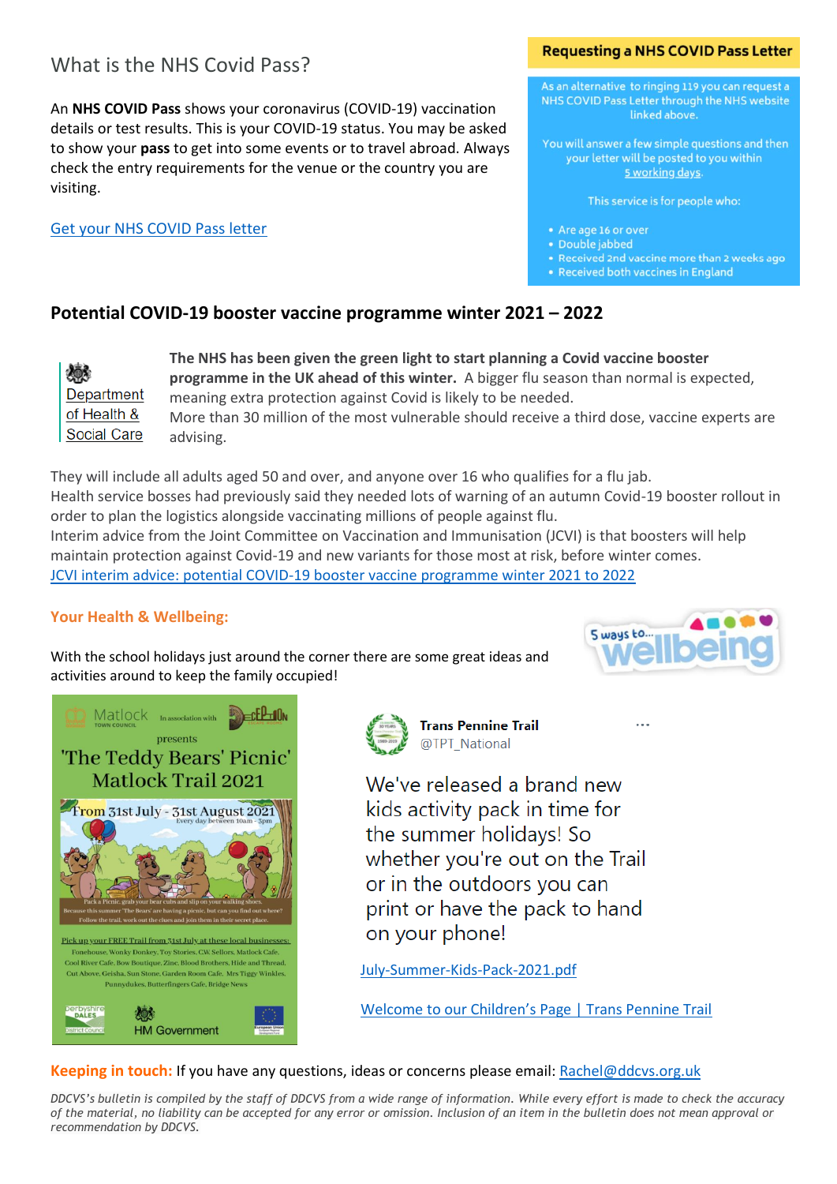## What is the NHS Covid Pass?

An **NHS COVID Pass** shows your coronavirus (COVID-19) vaccination details or test results. This is your COVID-19 status. You may be asked to show your **pass** to get into some events or to travel abroad. Always check the entry requirements for the venue or the country you are visiting.

Get your NHS COVID Pass letter

**Requesting a NHS COVID Pass Letter**

As an alternative to ringing 119 you can request a NHS COVID Pass Letter through the NHS website linked above.

You will answer a few simple questions and then your letter will be posted to you within 5 working days.

This service is for people who:

- Are age 16 or over
- Double jabbed
- Received 2nd vaccine more than 2 weeks ago
- Received both vaccines in England

## Potential COVID-19 booster vaccine programme winter 2021 – 2022

Department of Health & Social Care

**The NHS has been given the green light to start planning a Covid vaccine booster programme in the UK ahead of this winter.** A bigger flu season than normal is expected, meaning extra protection against Covid is likely to be needed.
More than 30 million of the most vulnerable should receive a third dose, vaccine experts are advising.

They will include all adults aged 50 and over, and anyone over 16 who qualifies for a flu jab.
Health service bosses had previously said they needed lots of warning of an autumn Covid-19 booster rollout in order to plan the logistics alongside vaccinating millions of people against flu.
Interim advice from the Joint Committee on Vaccination and Immunisation (JCVI) is that boosters will help maintain protection against Covid-19 and new variants for those most at risk, before winter comes.
JCVI interim advice: potential COVID-19 booster vaccine programme winter 2021 to 2022

### Your Health & Wellbeing:

5 ways to... wellbeing

With the school holidays just around the corner there are some great ideas and activities around to keep the family occupied!

Matlock Town Council In association with DEEP Action presents
'The Teddy Bears' Picnic' Matlock Trail 2021
From 31st July - 31st August 2021
Every day between 10am - 3pm

Pack a Picnic, grab your bear cubs and slip on your walking shoes. Because this summer 'The Bears' are having a picnic, but can you find out where? Follow the trail, work out the clues and join them in their secret place.

Pick up your FREE Trail from 31st July at these local businesses:
Fonehouse, Wonky Donkey, Toy Stories, CW Sellors, Matlock Cafe, Cool River Cafe, Bow Boutique, Zinc, Blood Brothers, Hide and Thread, Cut Above, Geisha, Sun Stone, Garden Room Cafe, Mrs Tiggy Winkles, Punnydukes, Butterfingers Cafe, Bridge News

Derbyshire Dales District Council — HM Government — European Union

**Trans Pennine Trail** @TPT_National

We've released a brand new kids activity pack in time for the summer holidays! So whether you're out on the Trail or in the outdoors you can print or have the pack to hand on your phone!

July-Summer-Kids-Pack-2021.pdf

Welcome to our Children's Page | Trans Pennine Trail

**Keeping in touch:** If you have any questions, ideas or concerns please email: Rachel@ddcvs.org.uk

*DDCVS's bulletin is compiled by the staff of DDCVS from a wide range of information. While every effort is made to check the accuracy of the material, no liability can be accepted for any error or omission. Inclusion of an item in the bulletin does not mean approval or recommendation by DDCVS.*